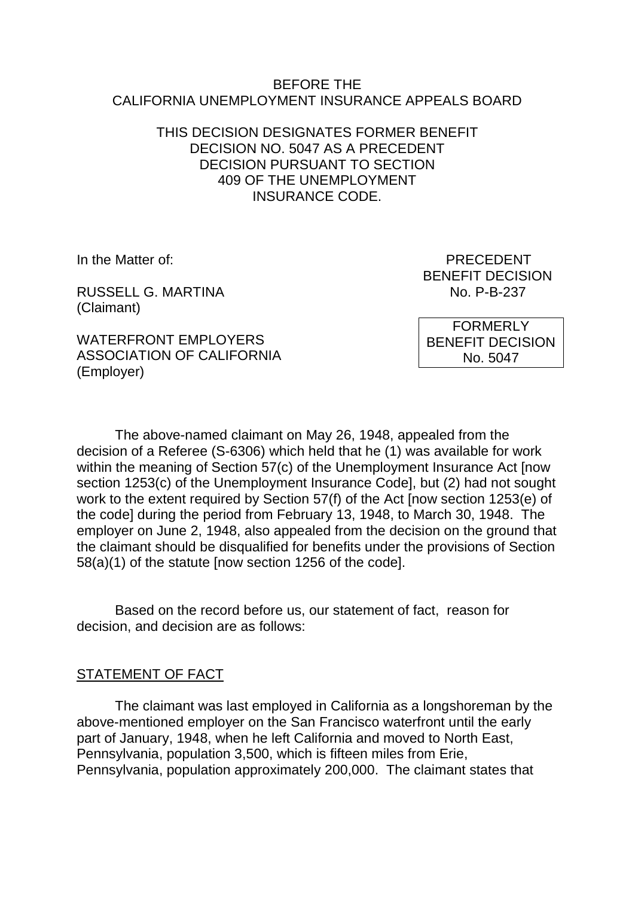BEFORE THE
CALIFORNIA UNEMPLOYMENT INSURANCE APPEALS BOARD

THIS DECISION DESIGNATES FORMER BENEFIT DECISION NO. 5047 AS A PRECEDENT DECISION PURSUANT TO SECTION 409 OF THE UNEMPLOYMENT INSURANCE CODE.

In the Matter of:

RUSSELL G. MARTINA
(Claimant)

WATERFRONT EMPLOYERS ASSOCIATION OF CALIFORNIA
(Employer)

PRECEDENT
BENEFIT DECISION
No. P-B-237

FORMERLY
BENEFIT DECISION
No. 5047

The above-named claimant on May 26, 1948, appealed from the decision of a Referee (S-6306) which held that he (1) was available for work within the meaning of Section 57(c) of the Unemployment Insurance Act [now section 1253(c) of the Unemployment Insurance Code], but (2) had not sought work to the extent required by Section 57(f) of the Act [now section 1253(e) of the code] during the period from February 13, 1948, to March 30, 1948. The employer on June 2, 1948, also appealed from the decision on the ground that the claimant should be disqualified for benefits under the provisions of Section 58(a)(1) of the statute [now section 1256 of the code].

Based on the record before us, our statement of fact, reason for decision, and decision are as follows:

STATEMENT OF FACT

The claimant was last employed in California as a longshoreman by the above-mentioned employer on the San Francisco waterfront until the early part of January, 1948, when he left California and moved to North East, Pennsylvania, population 3,500, which is fifteen miles from Erie, Pennsylvania, population approximately 200,000. The claimant states that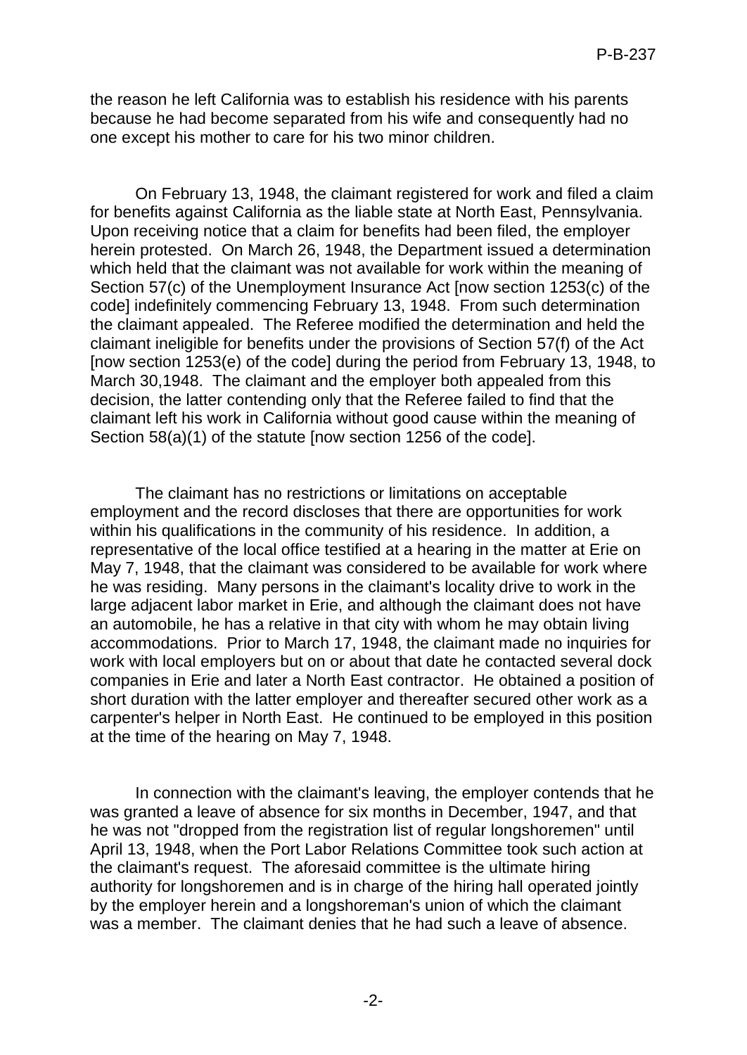the reason he left California was to establish his residence with his parents because he had become separated from his wife and consequently had no one except his mother to care for his two minor children.

On February 13, 1948, the claimant registered for work and filed a claim for benefits against California as the liable state at North East, Pennsylvania. Upon receiving notice that a claim for benefits had been filed, the employer herein protested. On March 26, 1948, the Department issued a determination which held that the claimant was not available for work within the meaning of Section 57(c) of the Unemployment Insurance Act [now section 1253(c) of the code] indefinitely commencing February 13, 1948. From such determination the claimant appealed. The Referee modified the determination and held the claimant ineligible for benefits under the provisions of Section 57(f) of the Act [now section 1253(e) of the code] during the period from February 13, 1948, to March 30,1948. The claimant and the employer both appealed from this decision, the latter contending only that the Referee failed to find that the claimant left his work in California without good cause within the meaning of Section 58(a)(1) of the statute [now section 1256 of the code].

The claimant has no restrictions or limitations on acceptable employment and the record discloses that there are opportunities for work within his qualifications in the community of his residence. In addition, a representative of the local office testified at a hearing in the matter at Erie on May 7, 1948, that the claimant was considered to be available for work where he was residing. Many persons in the claimant's locality drive to work in the large adjacent labor market in Erie, and although the claimant does not have an automobile, he has a relative in that city with whom he may obtain living accommodations. Prior to March 17, 1948, the claimant made no inquiries for work with local employers but on or about that date he contacted several dock companies in Erie and later a North East contractor. He obtained a position of short duration with the latter employer and thereafter secured other work as a carpenter's helper in North East. He continued to be employed in this position at the time of the hearing on May 7, 1948.

In connection with the claimant's leaving, the employer contends that he was granted a leave of absence for six months in December, 1947, and that he was not "dropped from the registration list of regular longshoremen" until April 13, 1948, when the Port Labor Relations Committee took such action at the claimant's request. The aforesaid committee is the ultimate hiring authority for longshoremen and is in charge of the hiring hall operated jointly by the employer herein and a longshoreman's union of which the claimant was a member. The claimant denies that he had such a leave of absence.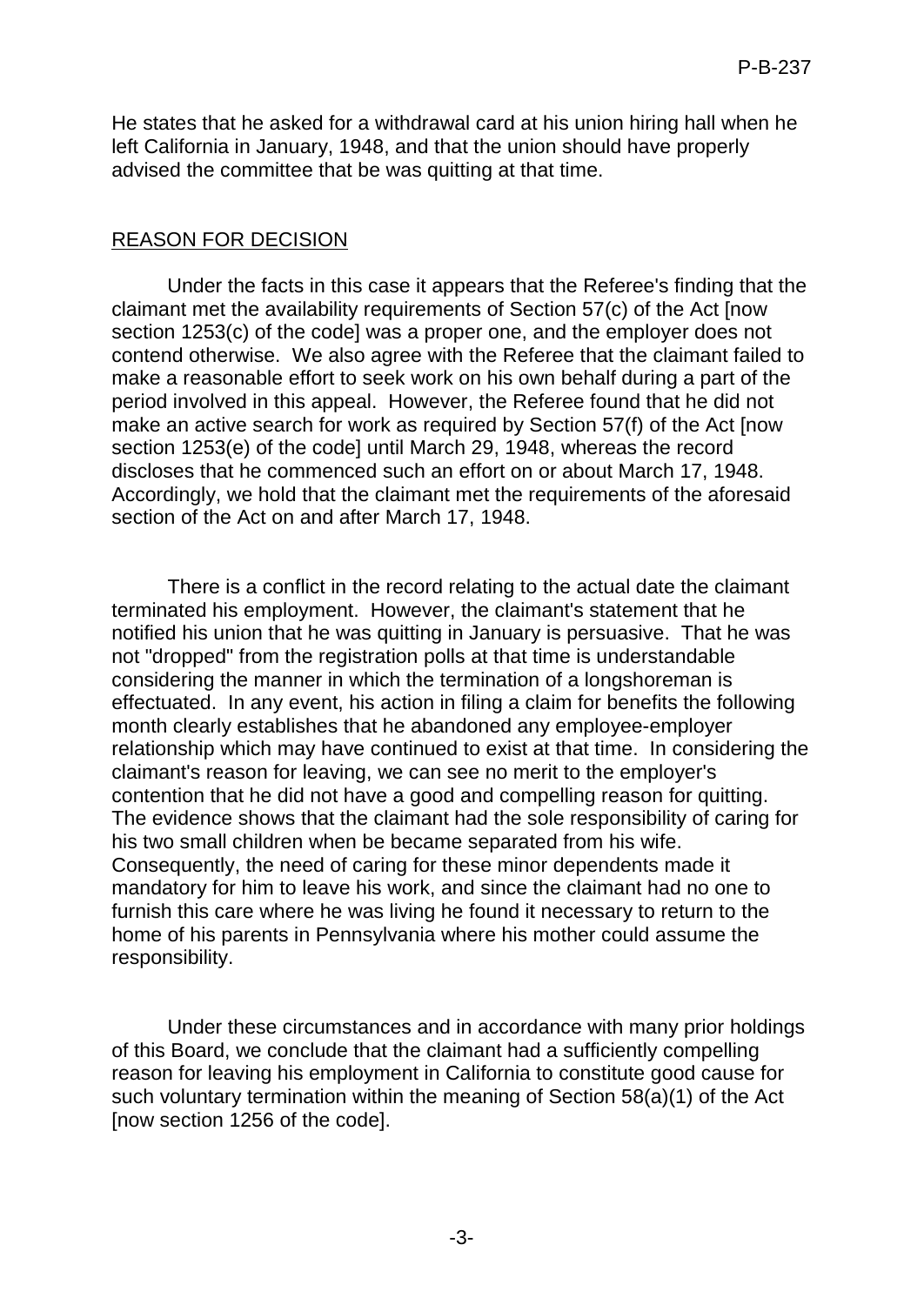He states that he asked for a withdrawal card at his union hiring hall when he left California in January, 1948, and that the union should have properly advised the committee that be was quitting at that time.

## REASON FOR DECISION

Under the facts in this case it appears that the Referee's finding that the claimant met the availability requirements of Section 57(c) of the Act [now section 1253(c) of the code] was a proper one, and the employer does not contend otherwise. We also agree with the Referee that the claimant failed to make a reasonable effort to seek work on his own behalf during a part of the period involved in this appeal. However, the Referee found that he did not make an active search for work as required by Section 57(f) of the Act [now section 1253(e) of the code] until March 29, 1948, whereas the record discloses that he commenced such an effort on or about March 17, 1948. Accordingly, we hold that the claimant met the requirements of the aforesaid section of the Act on and after March 17, 1948.

There is a conflict in the record relating to the actual date the claimant terminated his employment. However, the claimant's statement that he notified his union that he was quitting in January is persuasive. That he was not "dropped" from the registration polls at that time is understandable considering the manner in which the termination of a longshoreman is effectuated. In any event, his action in filing a claim for benefits the following month clearly establishes that he abandoned any employee-employer relationship which may have continued to exist at that time. In considering the claimant's reason for leaving, we can see no merit to the employer's contention that he did not have a good and compelling reason for quitting. The evidence shows that the claimant had the sole responsibility of caring for his two small children when be became separated from his wife. Consequently, the need of caring for these minor dependents made it mandatory for him to leave his work, and since the claimant had no one to furnish this care where he was living he found it necessary to return to the home of his parents in Pennsylvania where his mother could assume the responsibility.

Under these circumstances and in accordance with many prior holdings of this Board, we conclude that the claimant had a sufficiently compelling reason for leaving his employment in California to constitute good cause for such voluntary termination within the meaning of Section 58(a)(1) of the Act [now section 1256 of the code].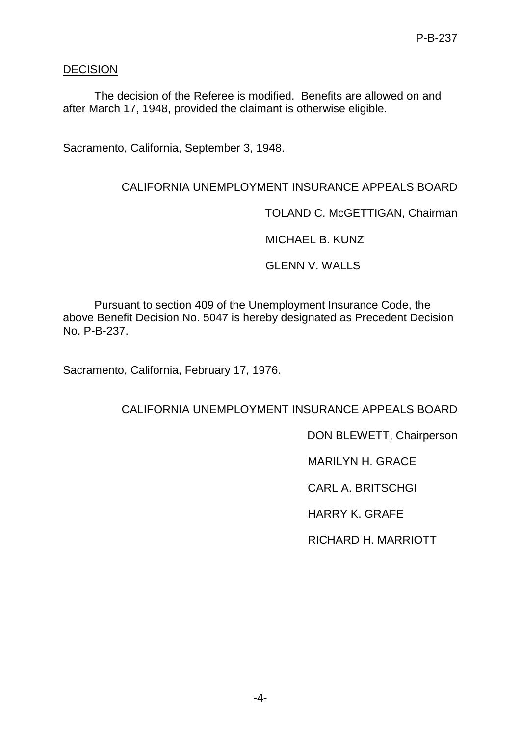## DECISION

The decision of the Referee is modified. Benefits are allowed on and after March 17, 1948, provided the claimant is otherwise eligible.

Sacramento, California, September 3, 1948.

CALIFORNIA UNEMPLOYMENT INSURANCE APPEALS BOARD

TOLAND C. McGETTIGAN, Chairman

MICHAEL B. KUNZ

GLENN V. WALLS

Pursuant to section 409 of the Unemployment Insurance Code, the above Benefit Decision No. 5047 is hereby designated as Precedent Decision No. P-B-237.

Sacramento, California, February 17, 1976.

CALIFORNIA UNEMPLOYMENT INSURANCE APPEALS BOARD

DON BLEWETT, Chairperson

MARILYN H. GRACE

CARL A. BRITSCHGI

HARRY K. GRAFE

RICHARD H. MARRIOTT